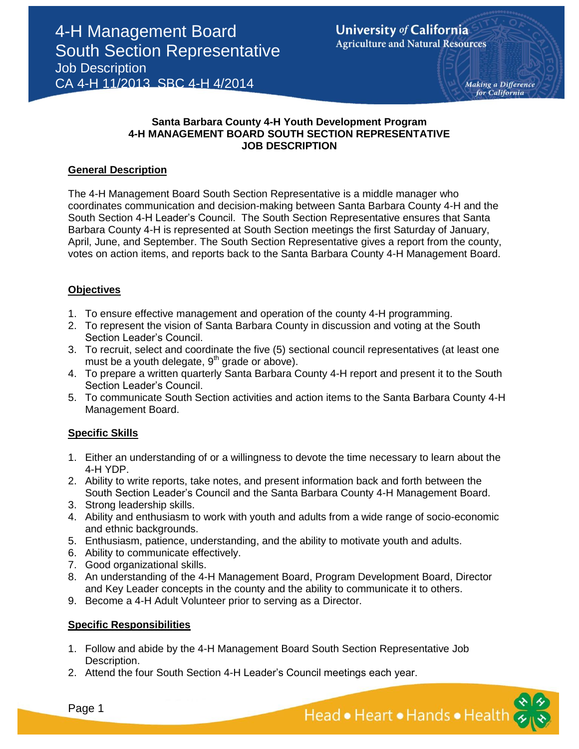# 4-H Management Board South Section Representative

Job Description

CA 4-H 11/2013 SBC 4-H 4/2014

**Santa Barbara County 4-H Youth Development Program**
**4-H MANAGEMENT BOARD SOUTH SECTION REPRESENTATIVE**
**JOB DESCRIPTION**

## General Description

The 4-H Management Board South Section Representative is a middle manager who coordinates communication and decision-making between Santa Barbara County 4-H and the South Section 4-H Leader's Council. The South Section Representative ensures that Santa Barbara County 4-H is represented at South Section meetings the first Saturday of January, April, June, and September. The South Section Representative gives a report from the county, votes on action items, and reports back to the Santa Barbara County 4-H Management Board.

## Objectives

1. To ensure effective management and operation of the county 4-H programming.
2. To represent the vision of Santa Barbara County in discussion and voting at the South Section Leader's Council.
3. To recruit, select and coordinate the five (5) sectional council representatives (at least one must be a youth delegate, 9th grade or above).
4. To prepare a written quarterly Santa Barbara County 4-H report and present it to the South Section Leader's Council.
5. To communicate South Section activities and action items to the Santa Barbara County 4-H Management Board.

## Specific Skills

1. Either an understanding of or a willingness to devote the time necessary to learn about the 4-H YDP.
2. Ability to write reports, take notes, and present information back and forth between the South Section Leader's Council and the Santa Barbara County 4-H Management Board.
3. Strong leadership skills.
4. Ability and enthusiasm to work with youth and adults from a wide range of socio-economic and ethnic backgrounds.
5. Enthusiasm, patience, understanding, and the ability to motivate youth and adults.
6. Ability to communicate effectively.
7. Good organizational skills.
8. An understanding of the 4-H Management Board, Program Development Board, Director and Key Leader concepts in the county and the ability to communicate it to others.
9. Become a 4-H Adult Volunteer prior to serving as a Director.

## Specific Responsibilities

1. Follow and abide by the 4-H Management Board South Section Representative Job Description.
2. Attend the four South Section 4-H Leader's Council meetings each year.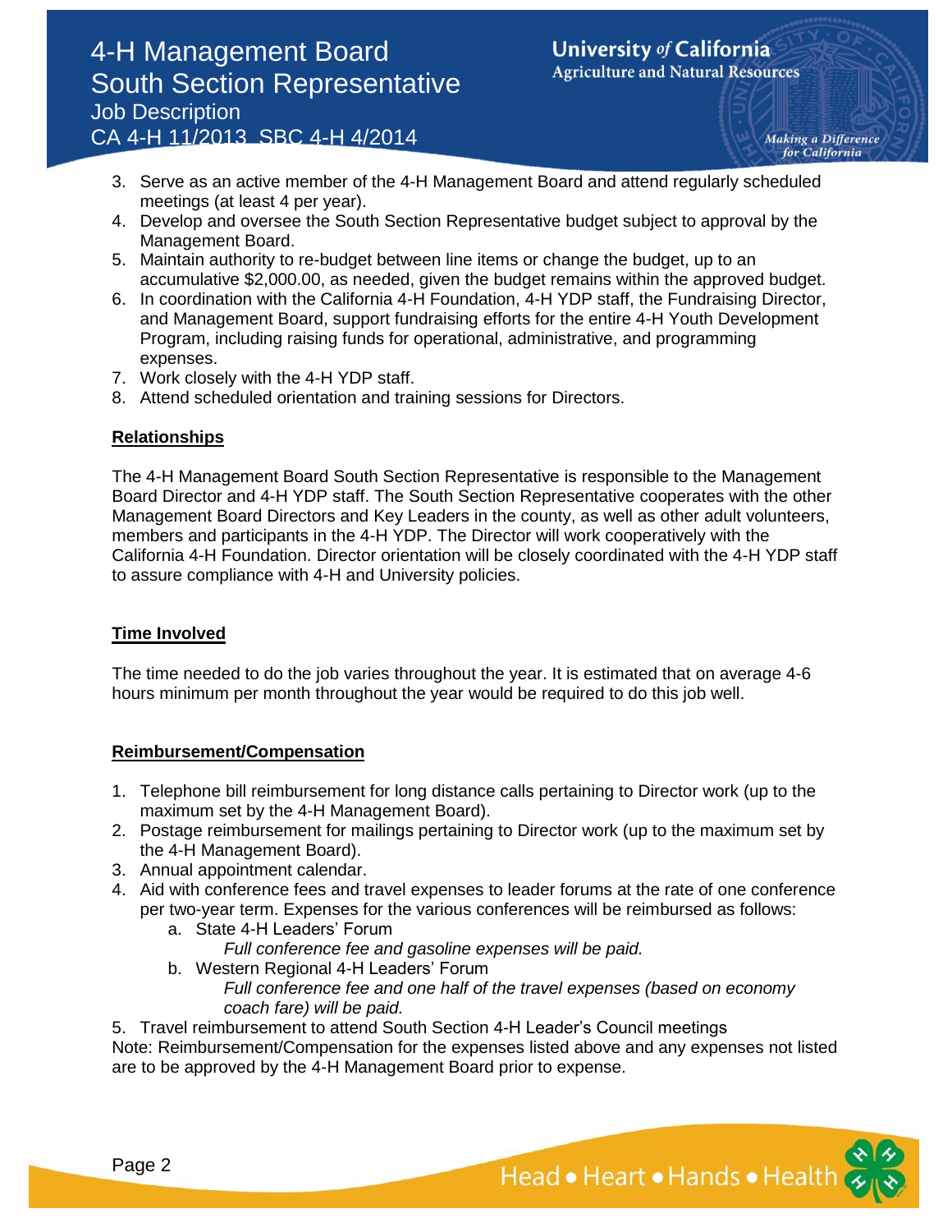3. Serve as an active member of the 4-H Management Board and attend regularly scheduled meetings (at least 4 per year).
4. Develop and oversee the South Section Representative budget subject to approval by the Management Board.
5. Maintain authority to re-budget between line items or change the budget, up to an accumulative $2,000.00, as needed, given the budget remains within the approved budget.
6. In coordination with the California 4-H Foundation, 4-H YDP staff, the Fundraising Director, and Management Board, support fundraising efforts for the entire 4-H Youth Development Program, including raising funds for operational, administrative, and programming expenses.
7. Work closely with the 4-H YDP staff.
8. Attend scheduled orientation and training sessions for Directors.

## Relationships

The 4-H Management Board South Section Representative is responsible to the Management Board Director and 4-H YDP staff. The South Section Representative cooperates with the other Management Board Directors and Key Leaders in the county, as well as other adult volunteers, members and participants in the 4-H YDP. The Director will work cooperatively with the California 4-H Foundation. Director orientation will be closely coordinated with the 4-H YDP staff to assure compliance with 4-H and University policies.

## Time Involved

The time needed to do the job varies throughout the year. It is estimated that on average 4-6 hours minimum per month throughout the year would be required to do this job well.

## Reimbursement/Compensation

1. Telephone bill reimbursement for long distance calls pertaining to Director work (up to the maximum set by the 4-H Management Board).
2. Postage reimbursement for mailings pertaining to Director work (up to the maximum set by the 4-H Management Board).
3. Annual appointment calendar.
4. Aid with conference fees and travel expenses to leader forums at the rate of one conference per two-year term. Expenses for the various conferences will be reimbursed as follows:
   a. State 4-H Leaders' Forum
      *Full conference fee and gasoline expenses will be paid.*
   b. Western Regional 4-H Leaders' Forum
      *Full conference fee and one half of the travel expenses (based on economy coach fare) will be paid.*
5. Travel reimbursement to attend South Section 4-H Leader's Council meetings

Note: Reimbursement/Compensation for the expenses listed above and any expenses not listed are to be approved by the 4-H Management Board prior to expense.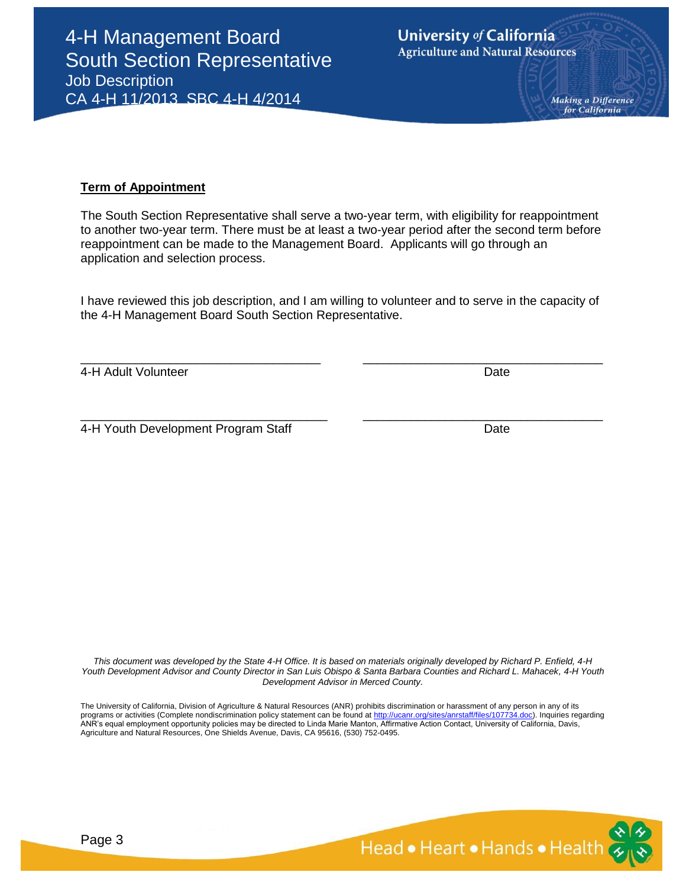## Term of Appointment

The South Section Representative shall serve a two-year term, with eligibility for reappointment to another two-year term. There must be at least a two-year period after the second term before reappointment can be made to the Management Board. Applicants will go through an application and selection process.

I have reviewed this job description, and I am willing to volunteer and to serve in the capacity of the 4-H Management Board South Section Representative.

\_\_\_\_\_\_\_\_\_\_\_\_\_\_\_\_\_\_\_\_\_\_\_\_\_\_\_\_\_\_\_\_\_\_\_ \_\_\_\_\_\_\_\_\_\_\_\_\_\_\_\_\_\_\_\_\_\_\_\_\_\_\_\_\_\_\_\_\_\_\_
4-H Adult Volunteer Date

\_\_\_\_\_\_\_\_\_\_\_\_\_\_\_\_\_\_\_\_\_\_\_\_\_\_\_\_\_\_\_\_\_\_\_ \_\_\_\_\_\_\_\_\_\_\_\_\_\_\_\_\_\_\_\_\_\_\_\_\_\_\_\_\_\_\_\_\_\_\_
4-H Youth Development Program Staff Date

*This document was developed by the State 4-H Office. It is based on materials originally developed by Richard P. Enfield, 4-H Youth Development Advisor and County Director in San Luis Obispo & Santa Barbara Counties and Richard L. Mahacek, 4-H Youth Development Advisor in Merced County.*

The University of California, Division of Agriculture & Natural Resources (ANR) prohibits discrimination or harassment of any person in any of its programs or activities (Complete nondiscrimination policy statement can be found at http://ucanr.org/sites/anrstaff/files/107734.doc). Inquiries regarding ANR's equal employment opportunity policies may be directed to Linda Marie Manton, Affirmative Action Contact, University of California, Davis, Agriculture and Natural Resources, One Shields Avenue, Davis, CA 95616, (530) 752-0495.